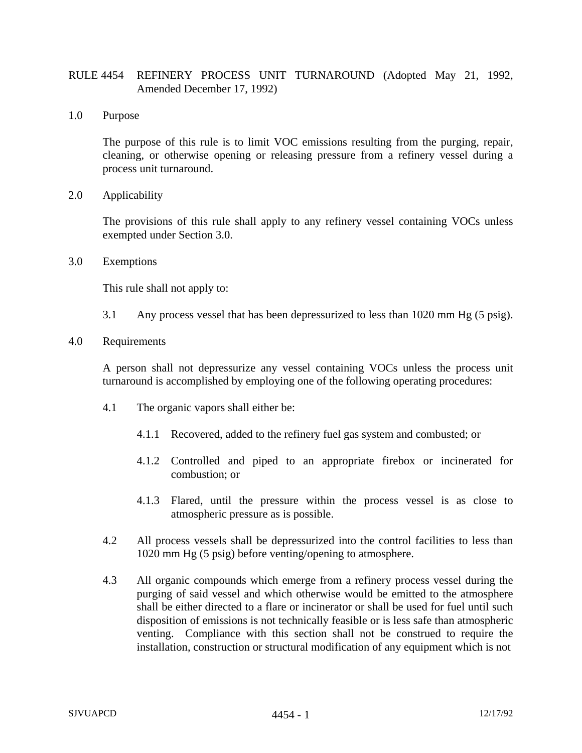# RULE 4454 REFINERY PROCESS UNIT TURNAROUND (Adopted May 21, 1992, Amended December 17, 1992)

## 1.0 Purpose

The purpose of this rule is to limit VOC emissions resulting from the purging, repair, cleaning, or otherwise opening or releasing pressure from a refinery vessel during a process unit turnaround.

## 2.0 Applicability

The provisions of this rule shall apply to any refinery vessel containing VOCs unless exempted under Section 3.0.

## 3.0 Exemptions

This rule shall not apply to:

3.1 Any process vessel that has been depressurized to less than 1020 mm Hg (5 psig).

## 4.0 Requirements

A person shall not depressurize any vessel containing VOCs unless the process unit turnaround is accomplished by employing one of the following operating procedures:

4.1 The organic vapors shall either be:

4.1.1 Recovered, added to the refinery fuel gas system and combusted; or

4.1.2 Controlled and piped to an appropriate firebox or incinerated for combustion; or

4.1.3 Flared, until the pressure within the process vessel is as close to atmospheric pressure as is possible.

4.2 All process vessels shall be depressurized into the control facilities to less than 1020 mm Hg (5 psig) before venting/opening to atmosphere.

4.3 All organic compounds which emerge from a refinery process vessel during the purging of said vessel and which otherwise would be emitted to the atmosphere shall be either directed to a flare or incinerator or shall be used for fuel until such disposition of emissions is not technically feasible or is less safe than atmospheric venting. Compliance with this section shall not be construed to require the installation, construction or structural modification of any equipment which is not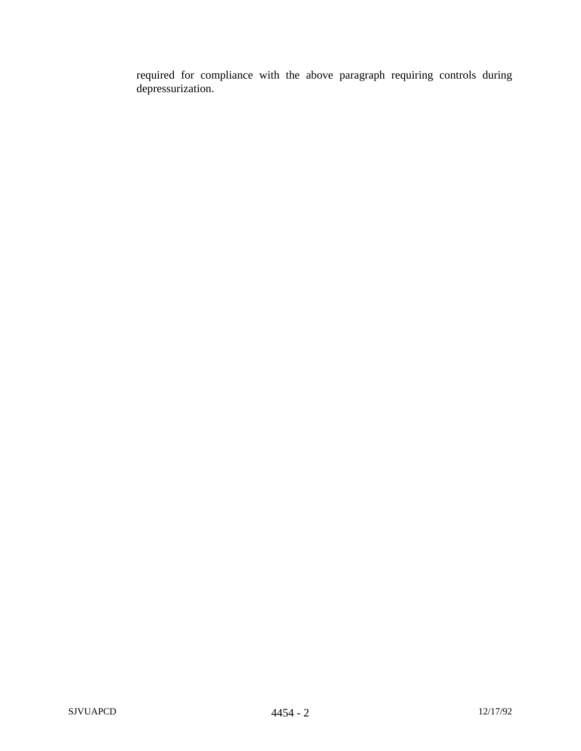required for compliance with the above paragraph requiring controls during depressurization.